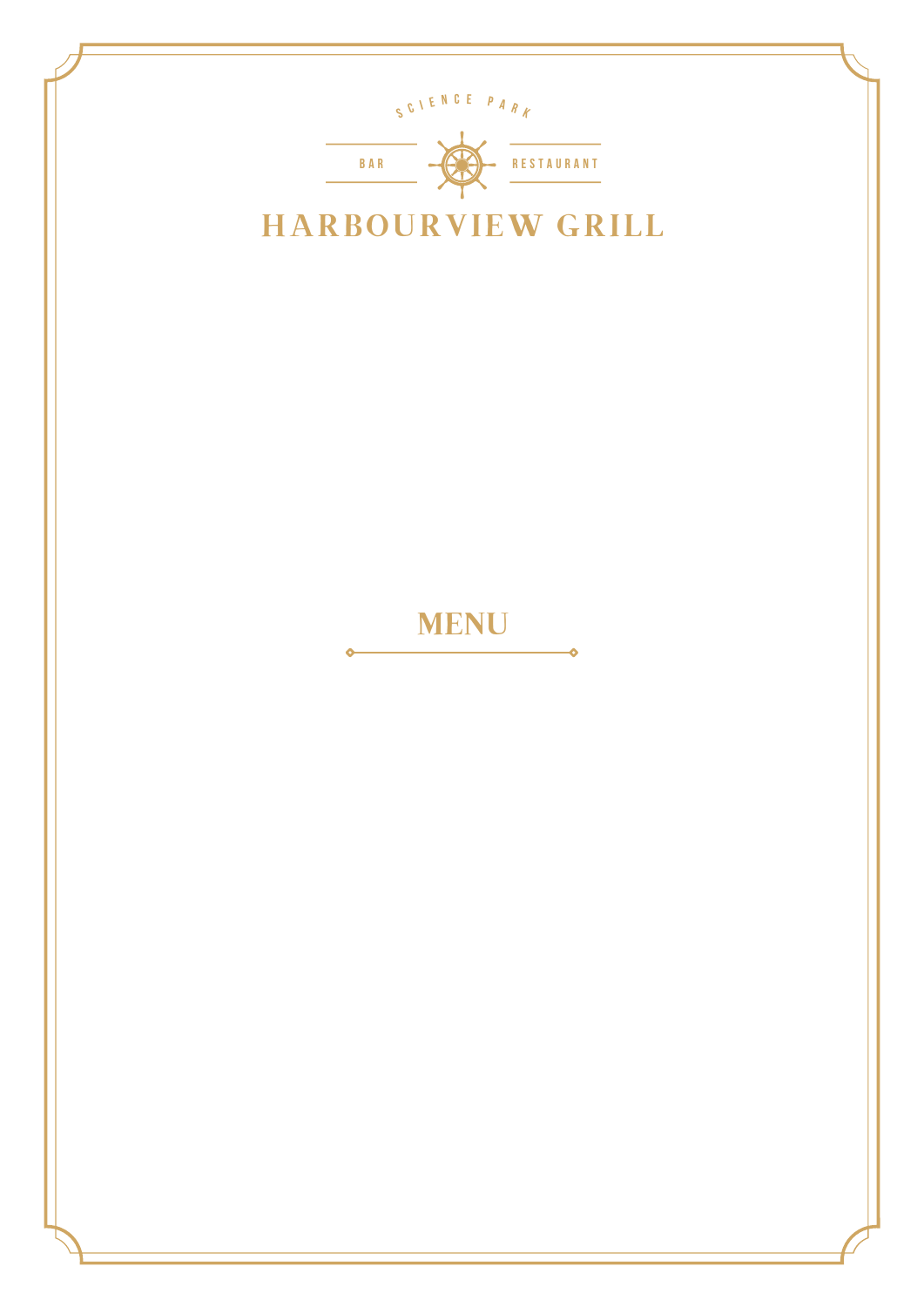SCIENCE PARK

BAR · RESTAURANT

# HARBOURVIEW GRILL

## MENU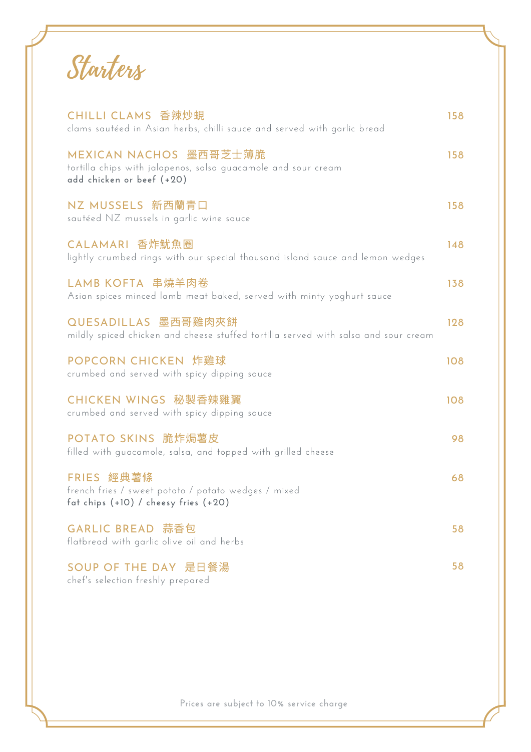# Starters

**CHILLI CLAMS 香辣炒蜆** — 158
clams sautéed in Asian herbs, chilli sauce and served with garlic bread

**MEXICAN NACHOS 墨西哥芝士薄脆** — 158
tortilla chips with jalapenos, salsa guacamole and sour cream
**add chicken or beef (+20)**

**NZ MUSSELS 新西蘭青口** — 158
sautéed NZ mussels in garlic wine sauce

**CALAMARI 香炸魷魚圈** — 148
lightly crumbed rings with our special thousand island sauce and lemon wedges

**LAMB KOFTA 串燒羊肉卷** — 138
Asian spices minced lamb meat baked, served with minty yoghurt sauce

**QUESADILLAS 墨西哥雞肉夾餅** — 128
mildly spiced chicken and cheese stuffed tortilla served with salsa and sour cream

**POPCORN CHICKEN 炸雞球** — 108
crumbed and served with spicy dipping sauce

**CHICKEN WINGS 秘製香辣雞翼** — 108
crumbed and served with spicy dipping sauce

**POTATO SKINS 脆炸焗薯皮** — 98
filled with guacamole, salsa, and topped with grilled cheese

**FRIES 經典薯條** — 68
french fries / sweet potato / potato wedges / mixed
**fat chips (+10) / cheesy fries (+20)**

**GARLIC BREAD 蒜香包** — 58
flatbread with garlic olive oil and herbs

**SOUP OF THE DAY 是日餐湯** — 58
chef's selection freshly prepared

Prices are subject to 10% service charge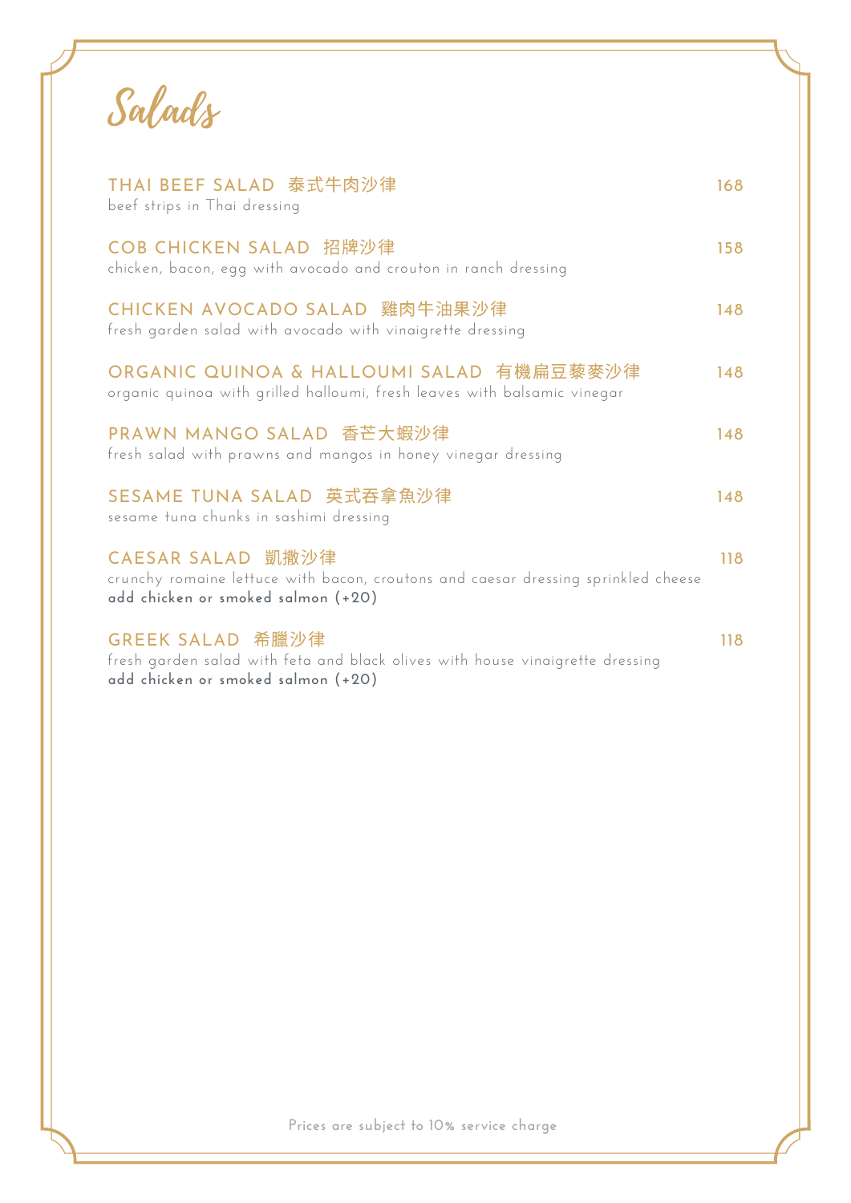# Salads

**THAI BEEF SALAD 泰式牛肉沙律** — 168
beef strips in Thai dressing

**COB CHICKEN SALAD 招牌沙律** — 158
chicken, bacon, egg with avocado and crouton in ranch dressing

**CHICKEN AVOCADO SALAD 雞肉牛油果沙律** — 148
fresh garden salad with avocado with vinaigrette dressing

**ORGANIC QUINOA & HALLOUMI SALAD 有機扁豆藜麥沙律** — 148
organic quinoa with grilled halloumi, fresh leaves with balsamic vinegar

**PRAWN MANGO SALAD 香芒大蝦沙律** — 148
fresh salad with prawns and mangos in honey vinegar dressing

**SESAME TUNA SALAD 英式吞拿魚沙律** — 148
sesame tuna chunks in sashimi dressing

**CAESAR SALAD 凱撒沙律** — 118
crunchy romaine lettuce with bacon, croutons and caesar dressing sprinkled cheese
**add chicken or smoked salmon (+20)**

**GREEK SALAD 希臘沙律** — 118
fresh garden salad with feta and black olives with house vinaigrette dressing
**add chicken or smoked salmon (+20)**

Prices are subject to 10% service charge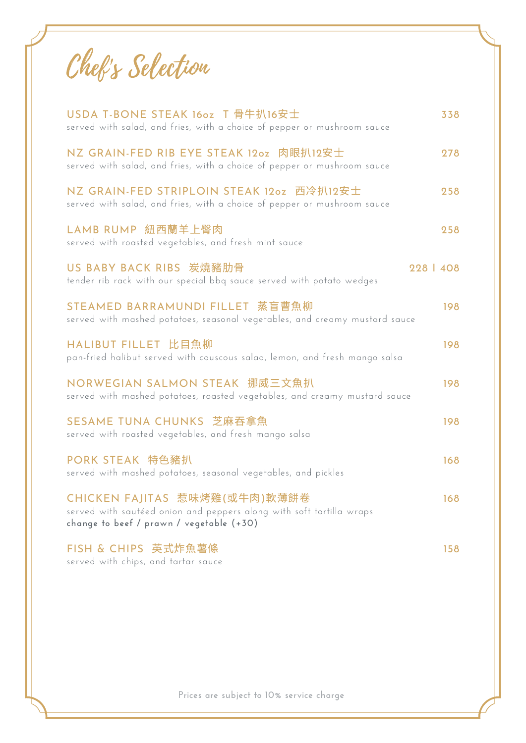# Chef's Selection

**USDA T-BONE STEAK 16oz T 骨牛扒16安士** — 338
served with salad, and fries, with a choice of pepper or mushroom sauce

**NZ GRAIN-FED RIB EYE STEAK 12oz 肉眼扒12安士** — 278
served with salad, and fries, with a choice of pepper or mushroom sauce

**NZ GRAIN-FED STRIPLOIN STEAK 12oz 西冷扒12安士** — 258
served with salad, and fries, with a choice of pepper or mushroom sauce

**LAMB RUMP 紐西蘭羊上臀肉** — 258
served with roasted vegetables, and fresh mint sauce

**US BABY BACK RIBS 炭燒豬肋骨** — 228 | 408
tender rib rack with our special bbq sauce served with potato wedges

**STEAMED BARRAMUNDI FILLET 蒸盲曹魚柳** — 198
served with mashed potatoes, seasonal vegetables, and creamy mustard sauce

**HALIBUT FILLET 比目魚柳** — 198
pan-fried halibut served with couscous salad, lemon, and fresh mango salsa

**NORWEGIAN SALMON STEAK 挪威三文魚扒** — 198
served with mashed potatoes, roasted vegetables, and creamy mustard sauce

**SESAME TUNA CHUNKS 芝麻吞拿魚** — 198
served with roasted vegetables, and fresh mango salsa

**PORK STEAK 特色豬扒** — 168
served with mashed potatoes, seasonal vegetables, and pickles

**CHICKEN FAJITAS 惹味烤雞(或牛肉)軟薄餅卷** — 168
served with sautéed onion and peppers along with soft tortilla wraps
change to beef / prawn / vegetable (+30)

**FISH & CHIPS 英式炸魚薯條** — 158
served with chips, and tartar sauce

Prices are subject to 10% service charge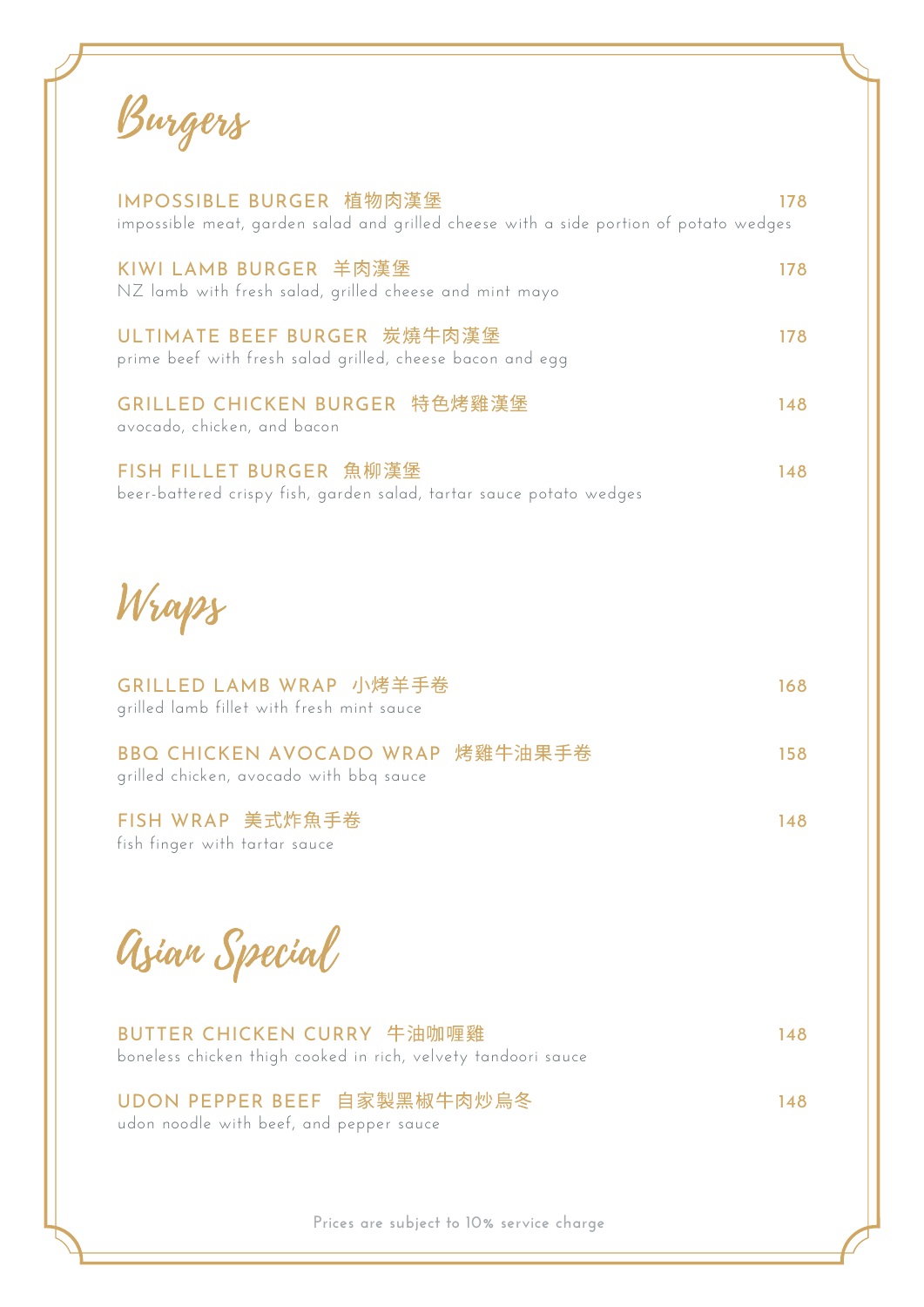## Burgers

**IMPOSSIBLE BURGER 植物肉漢堡** 178
impossible meat, garden salad and grilled cheese with a side portion of potato wedges

**KIWI LAMB BURGER 羊肉漢堡** 178
NZ lamb with fresh salad, grilled cheese and mint mayo

**ULTIMATE BEEF BURGER 炭燒牛肉漢堡** 178
prime beef with fresh salad grilled, cheese bacon and egg

**GRILLED CHICKEN BURGER 特色烤雞漢堡** 148
avocado, chicken, and bacon

**FISH FILLET BURGER 魚柳漢堡** 148
beer-battered crispy fish, garden salad, tartar sauce potato wedges

## Wraps

**GRILLED LAMB WRAP 小烤羊手卷** 168
grilled lamb fillet with fresh mint sauce

**BBQ CHICKEN AVOCADO WRAP 烤雞牛油果手卷** 158
grilled chicken, avocado with bbq sauce

**FISH WRAP 美式炸魚手卷** 148
fish finger with tartar sauce

## Asian Special

**BUTTER CHICKEN CURRY 牛油咖喱雞** 148
boneless chicken thigh cooked in rich, velvety tandoori sauce

**UDON PEPPER BEEF 自家製黑椒牛肉炒烏冬** 148
udon noodle with beef, and pepper sauce

Prices are subject to 10% service charge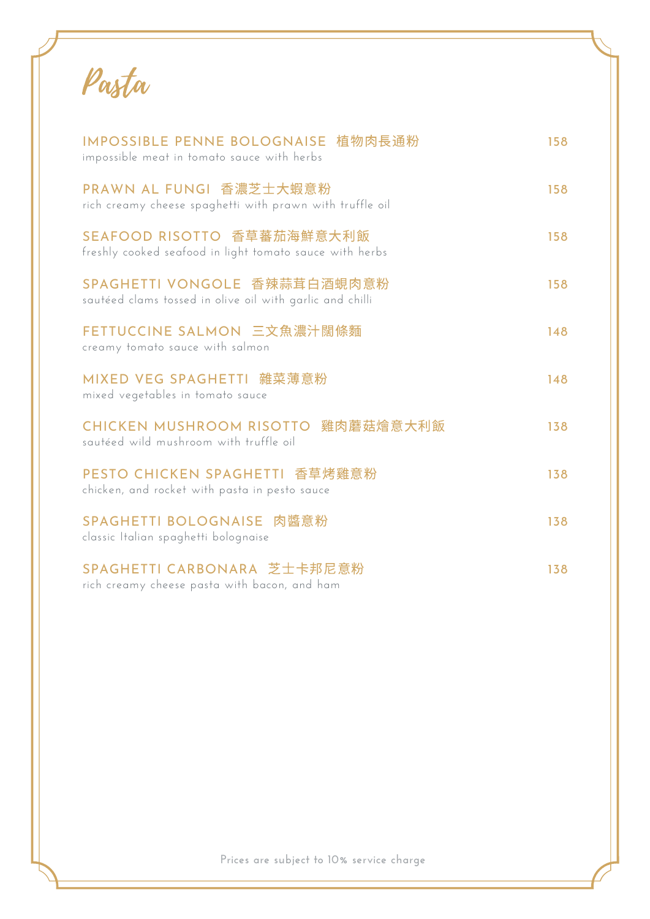# Pasta

**IMPOSSIBLE PENNE BOLOGNAISE 植物肉長通粉** — 158
impossible meat in tomato sauce with herbs

**PRAWN AL FUNGI 香濃芝士大蝦意粉** — 158
rich creamy cheese spaghetti with prawn with truffle oil

**SEAFOOD RISOTTO 香草蕃茄海鮮意大利飯** — 158
freshly cooked seafood in light tomato sauce with herbs

**SPAGHETTI VONGOLE 香辣蒜茸白酒蜆肉意粉** — 158
sautéed clams tossed in olive oil with garlic and chilli

**FETTUCCINE SALMON 三文魚濃汁闊條麵** — 148
creamy tomato sauce with salmon

**MIXED VEG SPAGHETTI 雜菜薄意粉** — 148
mixed vegetables in tomato sauce

**CHICKEN MUSHROOM RISOTTO 雞肉蘑菇燴意大利飯** — 138
sautéed wild mushroom with truffle oil

**PESTO CHICKEN SPAGHETTI 香草烤雞意粉** — 138
chicken, and rocket with pasta in pesto sauce

**SPAGHETTI BOLOGNAISE 肉醬意粉** — 138
classic Italian spaghetti bolognaise

**SPAGHETTI CARBONARA 芝士卡邦尼意粉** — 138
rich creamy cheese pasta with bacon, and ham

Prices are subject to 10% service charge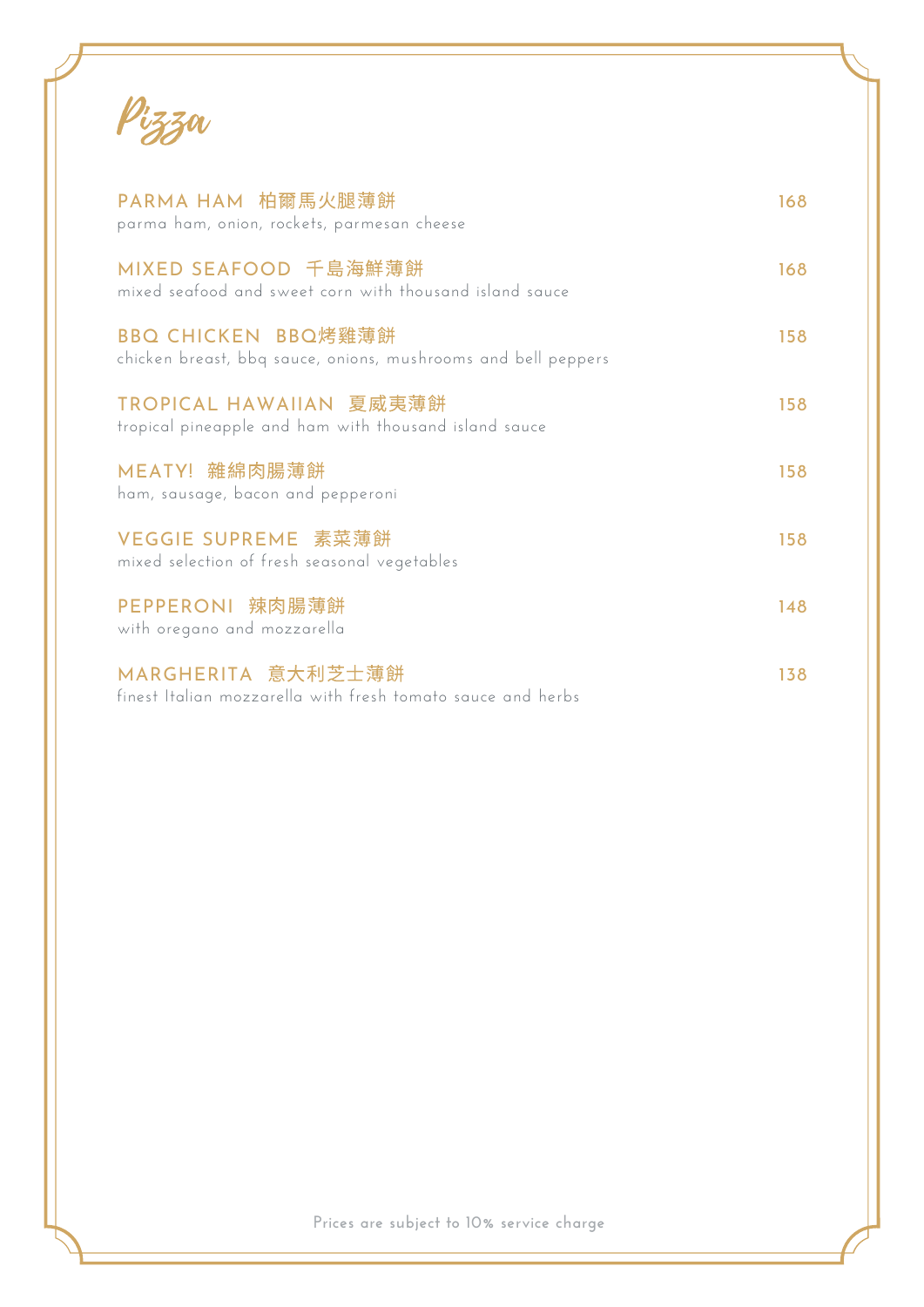# Pizza

**PARMA HAM 柏爾馬火腿薄餅** — 168
parma ham, onion, rockets, parmesan cheese

**MIXED SEAFOOD 千島海鮮薄餅** — 168
mixed seafood and sweet corn with thousand island sauce

**BBQ CHICKEN BBQ烤雞薄餅** — 158
chicken breast, bbq sauce, onions, mushrooms and bell peppers

**TROPICAL HAWAIIAN 夏威夷薄餅** — 158
tropical pineapple and ham with thousand island sauce

**MEATY! 雜綿肉腸薄餅** — 158
ham, sausage, bacon and pepperoni

**VEGGIE SUPREME 素菜薄餅** — 158
mixed selection of fresh seasonal vegetables

**PEPPERONI 辣肉腸薄餅** — 148
with oregano and mozzarella

**MARGHERITA 意大利芝士薄餅** — 138
finest Italian mozzarella with fresh tomato sauce and herbs

Prices are subject to 10% service charge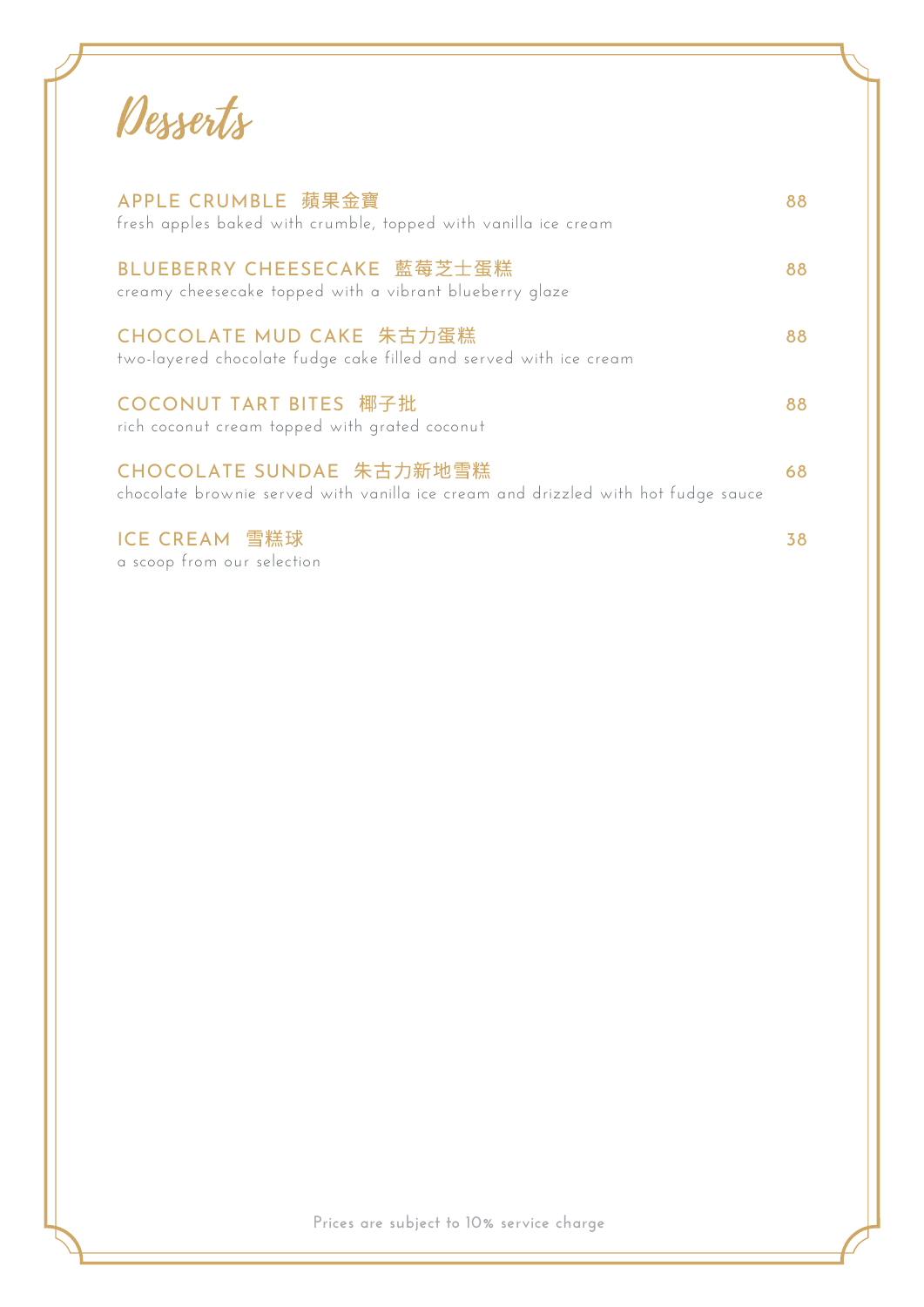# Desserts

**APPLE CRUMBLE 蘋果金寶** 88
fresh apples baked with crumble, topped with vanilla ice cream

**BLUEBERRY CHEESECAKE 藍莓芝士蛋糕** 88
creamy cheesecake topped with a vibrant blueberry glaze

**CHOCOLATE MUD CAKE 朱古力蛋糕** 88
two-layered chocolate fudge cake filled and served with ice cream

**COCONUT TART BITES 椰子批** 88
rich coconut cream topped with grated coconut

**CHOCOLATE SUNDAE 朱古力新地雪糕** 68
chocolate brownie served with vanilla ice cream and drizzled with hot fudge sauce

**ICE CREAM 雪糕球** 38
a scoop from our selection

Prices are subject to 10% service charge